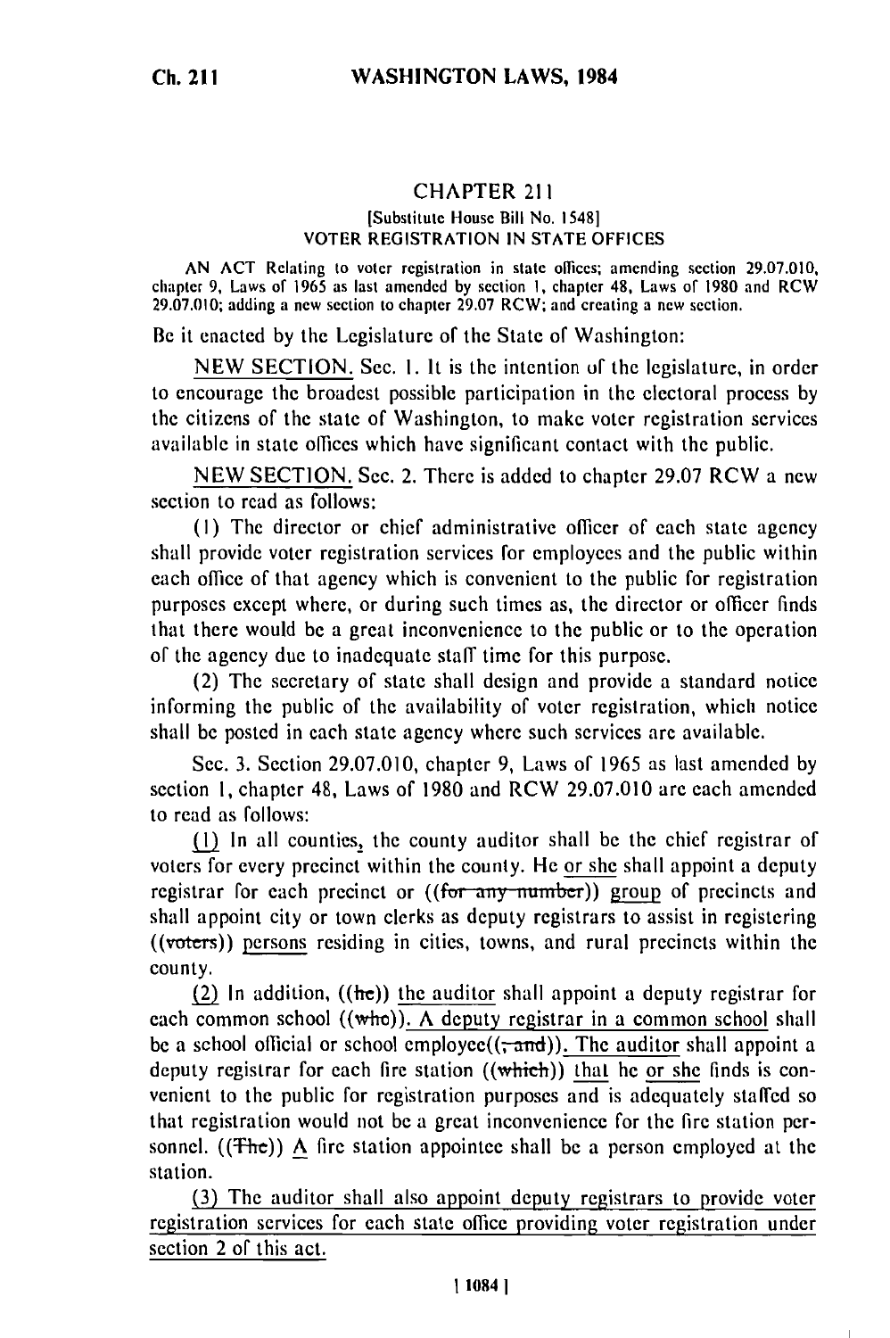# CHAPTER 211

[Substitute House Bill No. 1548]

VOTER REGISTRATION IN STATE OFFICES

AN ACT Relating to voter registration in state offices; amending section 29.07.010, chapter 9, Laws of 1965 as last amended by section 1, chapter 48, Laws of 1980 and RCW 29.07.010; adding a new section to chapter 29.07 RCW; and creating a new section.

Be it enacted by the Legislature of the State of Washington:

NEW SECTION. Sec. 1. It is the intention of the legislature, in order to encourage the broadest possible participation in the electoral process by the citizens of the state of Washington, to make voter registration services available in state offices which have significant contact with the public.

NEW SECTION. Sec. 2. There is added to chapter 29.07 RCW a new section to read as follows:

(1) The director or chief administrative officer of each state agency shall provide voter registration services for employees and the public within each office of that agency which is convenient to the public for registration purposes except where, or during such times as, the director or officer finds that there would be a great inconvenience to the public or to the operation of the agency due to inadequate staff time for this purpose.

(2) The secretary of state shall design and provide a standard notice informing the public of the availability of voter registration, which notice shall be posted in each state agency where such services are available.

Sec. 3. Section 29.07.010, chapter 9, Laws of 1965 as last amended by section 1, chapter 48, Laws of 1980 and RCW 29.07.010 are each amended to read as follows:

(1) In all counties, the county auditor shall be the chief registrar of voters for every precinct within the county. He or she shall appoint a deputy registrar for each precinct or ((for any number)) group of precincts and shall appoint city or town clerks as deputy registrars to assist in registering ((voters)) persons residing in cities, towns, and rural precincts within the county.

(2) In addition, ((he)) the auditor shall appoint a deputy registrar for each common school ((who)). A deputy registrar in a common school shall be a school official or school employee((, and)). The auditor shall appoint a deputy registrar for each fire station ((which)) that he or she finds is convenient to the public for registration purposes and is adequately staffed so that registration would not be a great inconvenience for the fire station personnel. ((The)) A fire station appointee shall be a person employed at the station.

(3) The auditor shall also appoint deputy registrars to provide voter registration services for each state office providing voter registration under section 2 of this act.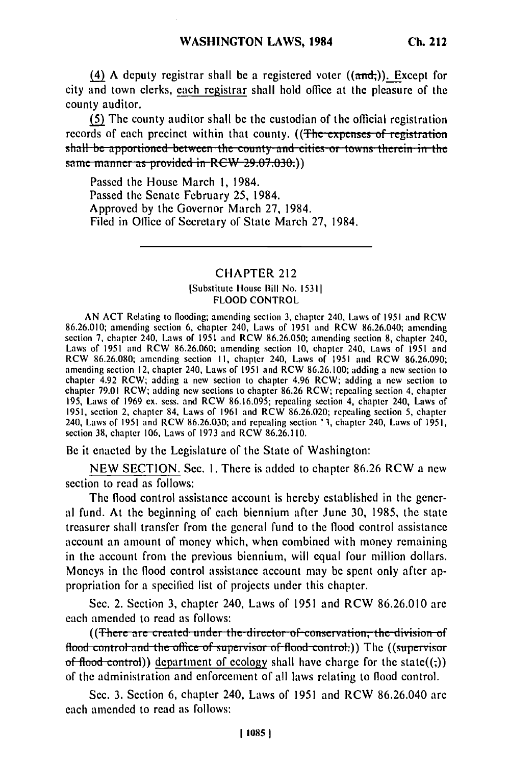(4) A deputy registrar shall be a registered voter ((and,)). Except for city and town clerks, each registrar shall hold office at the pleasure of the county auditor.

(5) The county auditor shall be the custodian of the official registration records of each precinct within that county. ((The expenses of registration shall be apportioned between the county and cities or towns therein in the same manner as provided in RCW 29.07.030.))

Passed the House March 1, 1984.
Passed the Senate February 25, 1984.
Approved by the Governor March 27, 1984.
Filed in Office of Secretary of State March 27, 1984.

---

## CHAPTER 212

[Substitute House Bill No. 1531]
FLOOD CONTROL

AN ACT Relating to flooding; amending section 3, chapter 240, Laws of 1951 and RCW 86.26.010; amending section 6, chapter 240, Laws of 1951 and RCW 86.26.040; amending section 7, chapter 240, Laws of 1951 and RCW 86.26.050; amending section 8, chapter 240, Laws of 1951 and RCW 86.26.060; amending section 10, chapter 240, Laws of 1951 and RCW 86.26.080; amending section 11, chapter 240, Laws of 1951 and RCW 86.26.090; amending section 12, chapter 240, Laws of 1951 and RCW 86.26.100; adding a new section to chapter 4.92 RCW; adding a new section to chapter 4.96 RCW; adding a new section to chapter 79.01 RCW; adding new sections to chapter 86.26 RCW; repealing section 4, chapter 195, Laws of 1969 ex. sess. and RCW 86.16.095; repealing section 4, chapter 240, Laws of 1951, section 2, chapter 84, Laws of 1961 and RCW 86.26.020; repealing section 5, chapter 240, Laws of 1951 and RCW 86.26.030; and repealing section 13, chapter 240, Laws of 1951, section 38, chapter 106, Laws of 1973 and RCW 86.26.110.

Be it enacted by the Legislature of the State of Washington:

NEW SECTION. Sec. 1. There is added to chapter 86.26 RCW a new section to read as follows:

The flood control assistance account is hereby established in the general fund. At the beginning of each biennium after June 30, 1985, the state treasurer shall transfer from the general fund to the flood control assistance account an amount of money which, when combined with money remaining in the account from the previous biennium, will equal four million dollars. Moneys in the flood control assistance account may be spent only after appropriation for a specified list of projects under this chapter.

Sec. 2. Section 3, chapter 240, Laws of 1951 and RCW 86.26.010 are each amended to read as follows:

((There are created under the director of conservation, the division of flood control and the office of supervisor of flood control.)) The ((supervisor of flood control)) department of ecology shall have charge for the state((;)) of the administration and enforcement of all laws relating to flood control.

Sec. 3. Section 6, chapter 240, Laws of 1951 and RCW 86.26.040 are each amended to read as follows: